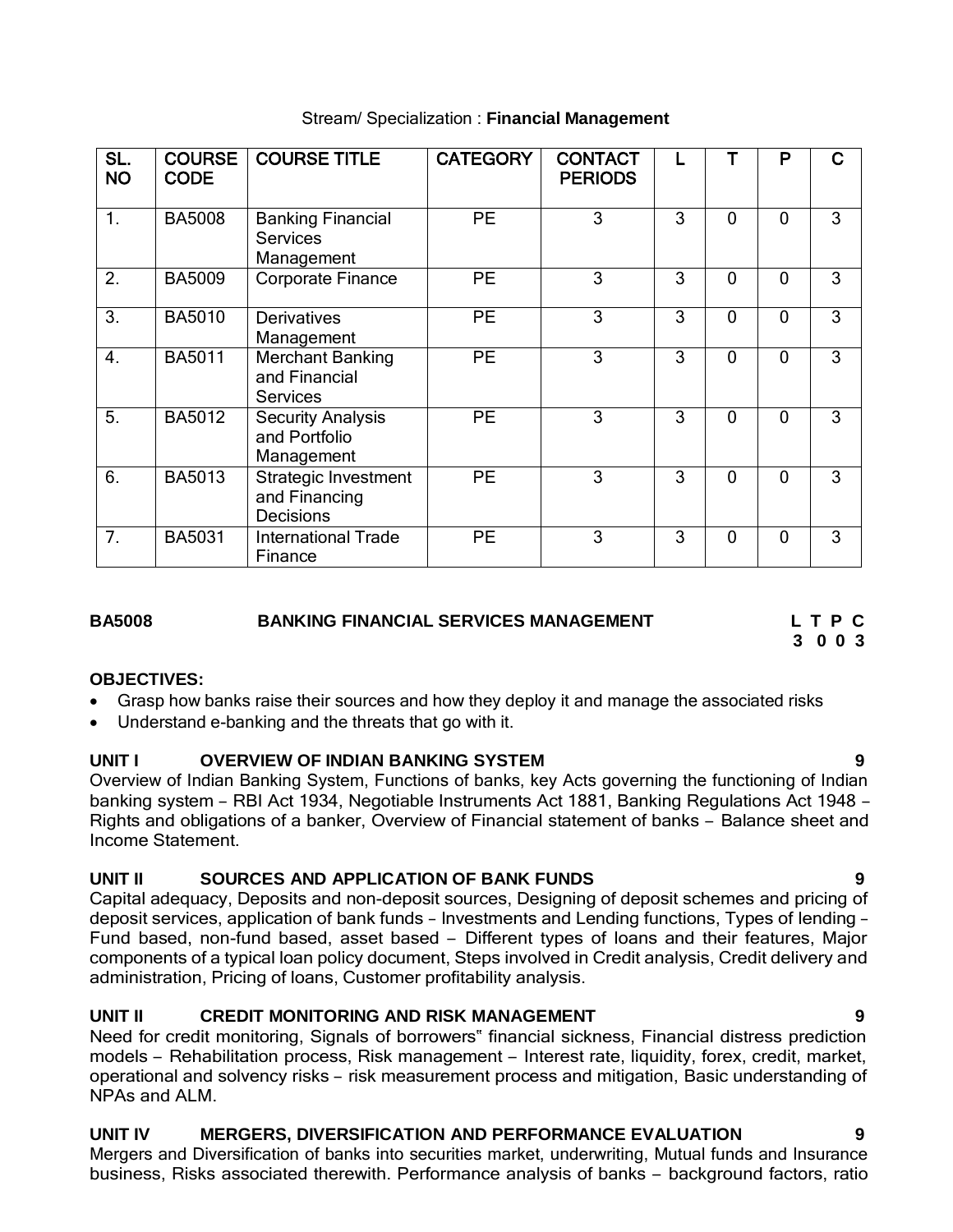Stream/ Specialization : **Financial Management**

| SL. NO | COURSE CODE | COURSE TITLE | CATEGORY | CONTACT PERIODS | L | T | P | C |
|---|---|---|---|---|---|---|---|---|
| 1. | BA5008 | Banking Financial Services Management | PE | 3 | 3 | 0 | 0 | 3 |
| 2. | BA5009 | Corporate Finance | PE | 3 | 3 | 0 | 0 | 3 |
| 3. | BA5010 | Derivatives Management | PE | 3 | 3 | 0 | 0 | 3 |
| 4. | BA5011 | Merchant Banking and Financial Services | PE | 3 | 3 | 0 | 0 | 3 |
| 5. | BA5012 | Security Analysis and Portfolio Management | PE | 3 | 3 | 0 | 0 | 3 |
| 6. | BA5013 | Strategic Investment and Financing Decisions | PE | 3 | 3 | 0 | 0 | 3 |
| 7. | BA5031 | International Trade Finance | PE | 3 | 3 | 0 | 0 | 3 |

**BA5008 BANKING FINANCIAL SERVICES MANAGEMENT** **L T P C**
**3 0 0 3**

**OBJECTIVES:**

- Grasp how banks raise their sources and how they deploy it and manage the associated risks
- Understand e-banking and the threats that go with it.

**UNIT I OVERVIEW OF INDIAN BANKING SYSTEM 9**

Overview of Indian Banking System, Functions of banks, key Acts governing the functioning of Indian banking system – RBI Act 1934, Negotiable Instruments Act 1881, Banking Regulations Act 1948 – Rights and obligations of a banker, Overview of Financial statement of banks – Balance sheet and Income Statement.

**UNIT II SOURCES AND APPLICATION OF BANK FUNDS 9**

Capital adequacy, Deposits and non-deposit sources, Designing of deposit schemes and pricing of deposit services, application of bank funds – Investments and Lending functions, Types of lending – Fund based, non-fund based, asset based – Different types of loans and their features, Major components of a typical loan policy document, Steps involved in Credit analysis, Credit delivery and administration, Pricing of loans, Customer profitability analysis.

**UNIT II CREDIT MONITORING AND RISK MANAGEMENT 9**

Need for credit monitoring, Signals of borrowers" financial sickness, Financial distress prediction models – Rehabilitation process, Risk management – Interest rate, liquidity, forex, credit, market, operational and solvency risks – risk measurement process and mitigation, Basic understanding of NPAs and ALM.

**UNIT IV MERGERS, DIVERSIFICATION AND PERFORMANCE EVALUATION 9**

Mergers and Diversification of banks into securities market, underwriting, Mutual funds and Insurance business, Risks associated therewith. Performance analysis of banks – background factors, ratio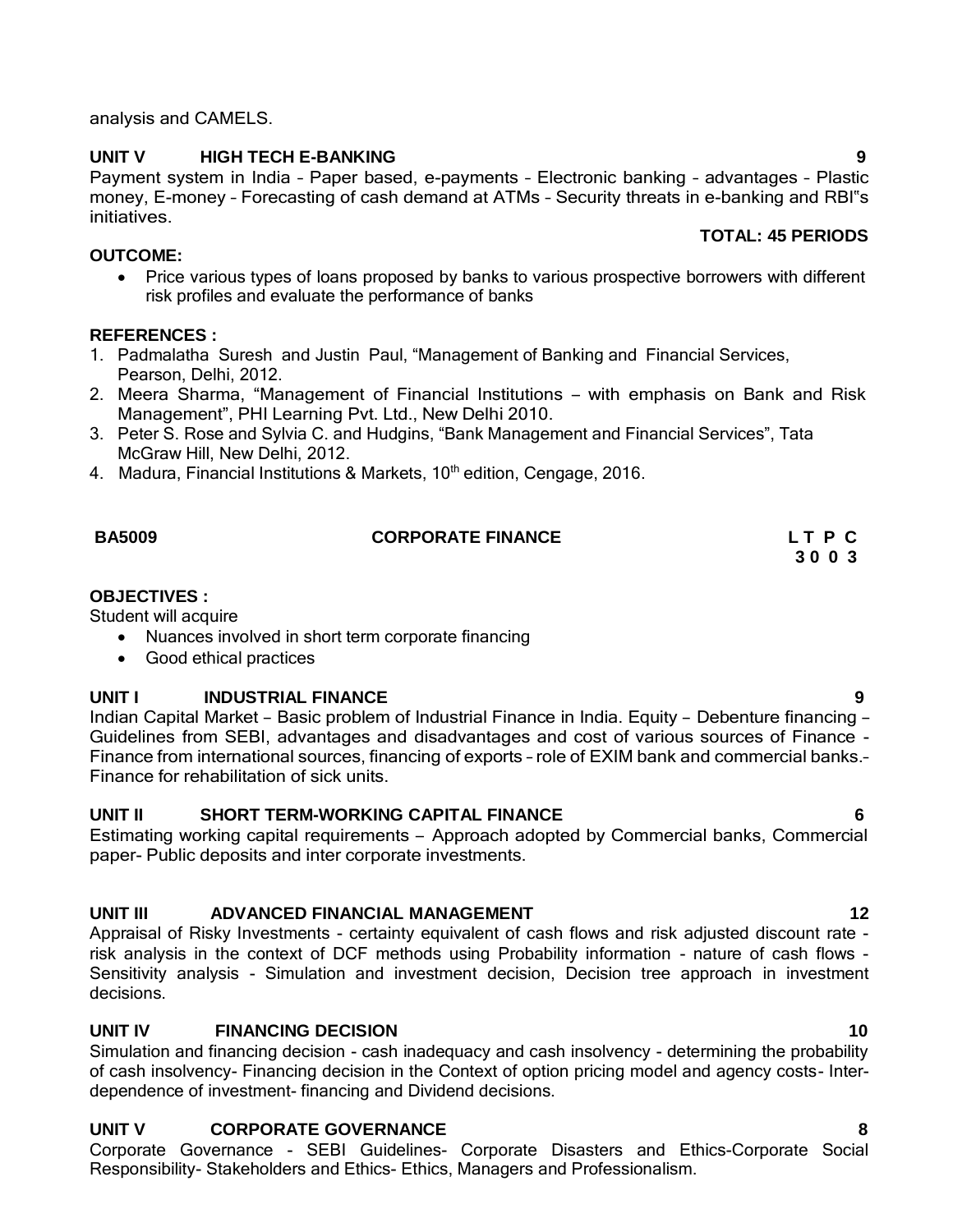analysis and CAMELS.

**UNIT V HIGH TECH E-BANKING 9**

Payment system in India – Paper based, e-payments – Electronic banking – advantages – Plastic money, E-money – Forecasting of cash demand at ATMs – Security threats in e-banking and RBI"s initiatives.

**TOTAL: 45 PERIODS**

**OUTCOME:**

- Price various types of loans proposed by banks to various prospective borrowers with different risk profiles and evaluate the performance of banks

**REFERENCES :**

1. Padmalatha Suresh and Justin Paul, "Management of Banking and Financial Services, Pearson, Delhi, 2012.
2. Meera Sharma, "Management of Financial Institutions – with emphasis on Bank and Risk Management", PHI Learning Pvt. Ltd., New Delhi 2010.
3. Peter S. Rose and Sylvia C. and Hudgins, "Bank Management and Financial Services", Tata McGraw Hill, New Delhi, 2012.
4. Madura, Financial Institutions & Markets, 10th edition, Cengage, 2016.

## BA5009 CORPORATE FINANCE

**L T P C**
**3 0 0 3**

**OBJECTIVES :**

Student will acquire

- Nuances involved in short term corporate financing
- Good ethical practices

**UNIT I INDUSTRIAL FINANCE 9**

Indian Capital Market – Basic problem of Industrial Finance in India. Equity – Debenture financing – Guidelines from SEBI, advantages and disadvantages and cost of various sources of Finance - Finance from international sources, financing of exports – role of EXIM bank and commercial banks.– Finance for rehabilitation of sick units.

**UNIT II SHORT TERM-WORKING CAPITAL FINANCE 6**

Estimating working capital requirements – Approach adopted by Commercial banks, Commercial paper- Public deposits and inter corporate investments.

**UNIT III ADVANCED FINANCIAL MANAGEMENT 12**

Appraisal of Risky Investments - certainty equivalent of cash flows and risk adjusted discount rate - risk analysis in the context of DCF methods using Probability information - nature of cash flows - Sensitivity analysis - Simulation and investment decision, Decision tree approach in investment decisions.

**UNIT IV FINANCING DECISION 10**

Simulation and financing decision - cash inadequacy and cash insolvency - determining the probability of cash insolvency- Financing decision in the Context of option pricing model and agency costs- Inter-dependence of investment- financing and Dividend decisions.

**UNIT V CORPORATE GOVERNANCE 8**

Corporate Governance - SEBI Guidelines- Corporate Disasters and Ethics-Corporate Social Responsibility- Stakeholders and Ethics- Ethics, Managers and Professionalism.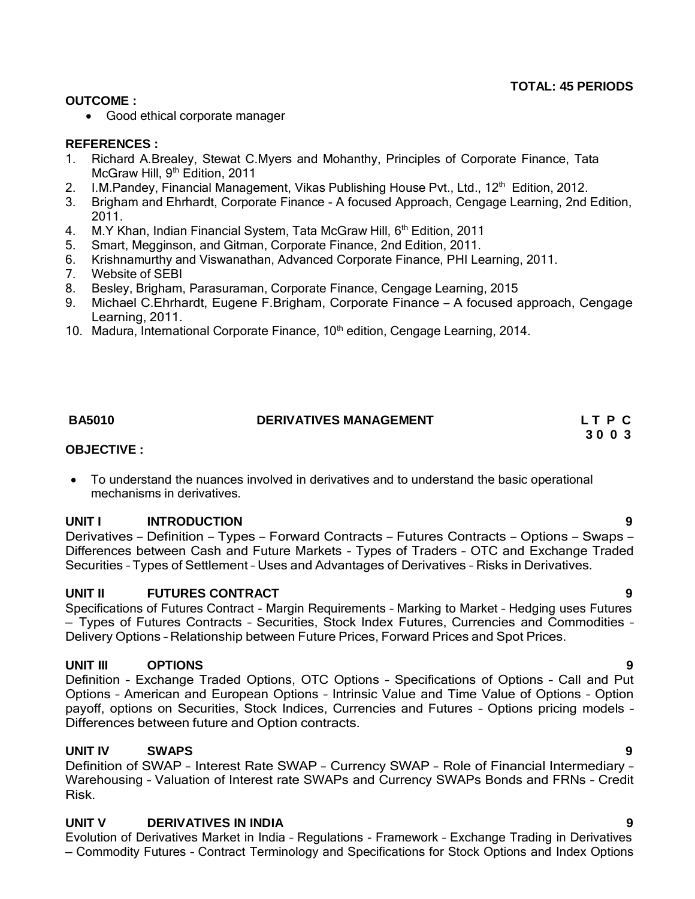**TOTAL: 45 PERIODS**

**OUTCOME :**

- Good ethical corporate manager

**REFERENCES :**

1. Richard A.Brealey, Stewat C.Myers and Mohanthy, Principles of Corporate Finance, Tata McGraw Hill, 9th Edition, 2011
2. I.M.Pandey, Financial Management, Vikas Publishing House Pvt., Ltd., 12th Edition, 2012.
3. Brigham and Ehrhardt, Corporate Finance - A focused Approach, Cengage Learning, 2nd Edition, 2011.
4. M.Y Khan, Indian Financial System, Tata McGraw Hill, 6th Edition, 2011
5. Smart, Megginson, and Gitman, Corporate Finance, 2nd Edition, 2011.
6. Krishnamurthy and Viswanathan, Advanced Corporate Finance, PHI Learning, 2011.
7. Website of SEBI
8. Besley, Brigham, Parasuraman, Corporate Finance, Cengage Learning, 2015
9. Michael C.Ehrhardt, Eugene F.Brigham, Corporate Finance – A focused approach, Cengage Learning, 2011.
10. Madura, International Corporate Finance, 10th edition, Cengage Learning, 2014.

## BA5010 DERIVATIVES MANAGEMENT

**L T P C**
**3 0 0 3**

**OBJECTIVE :**

- To understand the nuances involved in derivatives and to understand the basic operational mechanisms in derivatives.

### UNIT I INTRODUCTION — 9

Derivatives – Definition – Types – Forward Contracts – Futures Contracts – Options – Swaps – Differences between Cash and Future Markets – Types of Traders – OTC and Exchange Traded Securities – Types of Settlement – Uses and Advantages of Derivatives – Risks in Derivatives.

### UNIT II FUTURES CONTRACT — 9

Specifications of Futures Contract - Margin Requirements – Marking to Market – Hedging uses Futures – Types of Futures Contracts – Securities, Stock Index Futures, Currencies and Commodities – Delivery Options – Relationship between Future Prices, Forward Prices and Spot Prices.

### UNIT III OPTIONS — 9

Definition – Exchange Traded Options, OTC Options – Specifications of Options – Call and Put Options – American and European Options – Intrinsic Value and Time Value of Options – Option payoff, options on Securities, Stock Indices, Currencies and Futures – Options pricing models – Differences between future and Option contracts.

### UNIT IV SWAPS — 9

Definition of SWAP – Interest Rate SWAP – Currency SWAP – Role of Financial Intermediary – Warehousing – Valuation of Interest rate SWAPs and Currency SWAPs Bonds and FRNs – Credit Risk.

### UNIT V DERIVATIVES IN INDIA — 9

Evolution of Derivatives Market in India – Regulations - Framework – Exchange Trading in Derivatives – Commodity Futures – Contract Terminology and Specifications for Stock Options and Index Options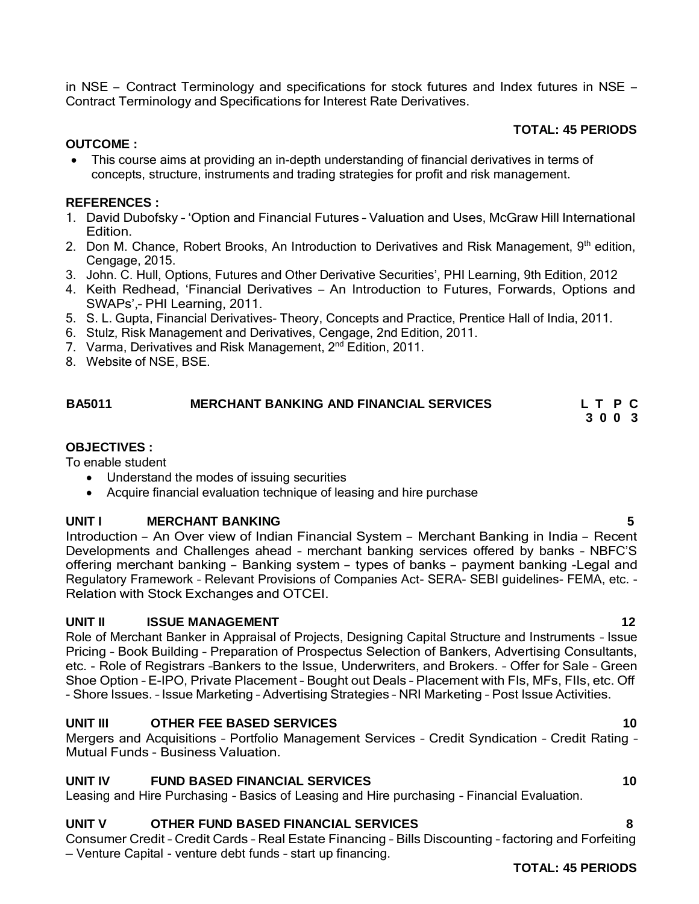in NSE – Contract Terminology and specifications for stock futures and Index futures in NSE – Contract Terminology and Specifications for Interest Rate Derivatives.

**TOTAL: 45 PERIODS**

**OUTCOME :**

- This course aims at providing an in-depth understanding of financial derivatives in terms of concepts, structure, instruments and trading strategies for profit and risk management.

**REFERENCES :**

1. David Dubofsky – 'Option and Financial Futures – Valuation and Uses, McGraw Hill International Edition.
2. Don M. Chance, Robert Brooks, An Introduction to Derivatives and Risk Management, 9th edition, Cengage, 2015.
3. John. C. Hull, Options, Futures and Other Derivative Securities', PHI Learning, 9th Edition, 2012
4. Keith Redhead, 'Financial Derivatives – An Introduction to Futures, Forwards, Options and SWAPs',– PHI Learning, 2011.
5. S. L. Gupta, Financial Derivatives- Theory, Concepts and Practice, Prentice Hall of India, 2011.
6. Stulz, Risk Management and Derivatives, Cengage, 2nd Edition, 2011.
7. Varma, Derivatives and Risk Management, 2nd Edition, 2011.
8. Website of NSE, BSE.

## BA5011 MERCHANT BANKING AND FINANCIAL SERVICES

| L | T | P | C |
|---|---|---|---|
| 3 | 0 | 0 | 3 |

**OBJECTIVES :**

To enable student

- Understand the modes of issuing securities
- Acquire financial evaluation technique of leasing and hire purchase

### UNIT I MERCHANT BANKING 5

Introduction – An Over view of Indian Financial System – Merchant Banking in India – Recent Developments and Challenges ahead – merchant banking services offered by banks – NBFC'S offering merchant banking – Banking system – types of banks – payment banking -Legal and Regulatory Framework – Relevant Provisions of Companies Act- SERA- SEBI guidelines- FEMA, etc. - Relation with Stock Exchanges and OTCEI.

### UNIT II ISSUE MANAGEMENT 12

Role of Merchant Banker in Appraisal of Projects, Designing Capital Structure and Instruments – Issue Pricing – Book Building – Preparation of Prospectus Selection of Bankers, Advertising Consultants, etc. - Role of Registrars –Bankers to the Issue, Underwriters, and Brokers. – Offer for Sale – Green Shoe Option – E-IPO, Private Placement – Bought out Deals – Placement with FIs, MFs, FIIs, etc. Off - Shore Issues. – Issue Marketing – Advertising Strategies – NRI Marketing – Post Issue Activities.

### UNIT III OTHER FEE BASED SERVICES 10

Mergers and Acquisitions – Portfolio Management Services – Credit Syndication – Credit Rating – Mutual Funds - Business Valuation.

### UNIT IV FUND BASED FINANCIAL SERVICES 10

Leasing and Hire Purchasing – Basics of Leasing and Hire purchasing – Financial Evaluation.

### UNIT V OTHER FUND BASED FINANCIAL SERVICES 8

Consumer Credit – Credit Cards – Real Estate Financing – Bills Discounting – factoring and Forfeiting – Venture Capital - venture debt funds – start up financing.

**TOTAL: 45 PERIODS**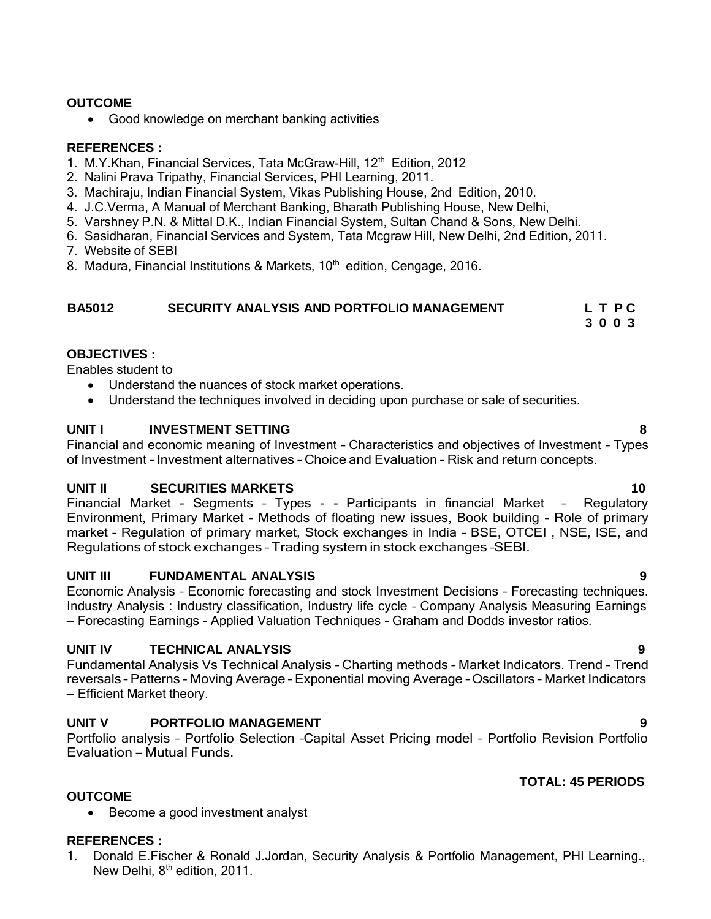**OUTCOME**

- Good knowledge on merchant banking activities

**REFERENCES :**

1. M.Y.Khan, Financial Services, Tata McGraw-Hill, 12th Edition, 2012
2. Nalini Prava Tripathy, Financial Services, PHI Learning, 2011.
3. Machiraju, Indian Financial System, Vikas Publishing House, 2nd Edition, 2010.
4. J.C.Verma, A Manual of Merchant Banking, Bharath Publishing House, New Delhi,
5. Varshney P.N. & Mittal D.K., Indian Financial System, Sultan Chand & Sons, New Delhi.
6. Sasidharan, Financial Services and System, Tata Mcgraw Hill, New Delhi, 2nd Edition, 2011.
7. Website of SEBI
8. Madura, Financial Institutions & Markets, 10th edition, Cengage, 2016.

## BA5012 SECURITY ANALYSIS AND PORTFOLIO MANAGEMENT

| L | T | P | C |
|---|---|---|---|
| 3 | 0 | 0 | 3 |

**OBJECTIVES :**

Enables student to

- Understand the nuances of stock market operations.
- Understand the techniques involved in deciding upon purchase or sale of securities.

**UNIT I INVESTMENT SETTING** **8**

Financial and economic meaning of Investment – Characteristics and objectives of Investment – Types of Investment – Investment alternatives – Choice and Evaluation – Risk and return concepts.

**UNIT II SECURITIES MARKETS** **10**

Financial Market - Segments – Types - - Participants in financial Market – Regulatory Environment, Primary Market – Methods of floating new issues, Book building – Role of primary market – Regulation of primary market, Stock exchanges in India – BSE, OTCEI , NSE, ISE, and Regulations of stock exchanges – Trading system in stock exchanges –SEBI.

**UNIT III FUNDAMENTAL ANALYSIS** **9**

Economic Analysis – Economic forecasting and stock Investment Decisions – Forecasting techniques. Industry Analysis : Industry classification, Industry life cycle – Company Analysis Measuring Earnings – Forecasting Earnings – Applied Valuation Techniques – Graham and Dodds investor ratios.

**UNIT IV TECHNICAL ANALYSIS** **9**

Fundamental Analysis Vs Technical Analysis – Charting methods – Market Indicators. Trend – Trend reversals – Patterns - Moving Average – Exponential moving Average – Oscillators – Market Indicators – Efficient Market theory.

**UNIT V PORTFOLIO MANAGEMENT** **9**

Portfolio analysis – Portfolio Selection –Capital Asset Pricing model – Portfolio Revision Portfolio Evaluation – Mutual Funds.

**TOTAL: 45 PERIODS**

**OUTCOME**

- Become a good investment analyst

**REFERENCES :**

1. Donald E.Fischer & Ronald J.Jordan, Security Analysis & Portfolio Management, PHI Learning., New Delhi, 8th edition, 2011.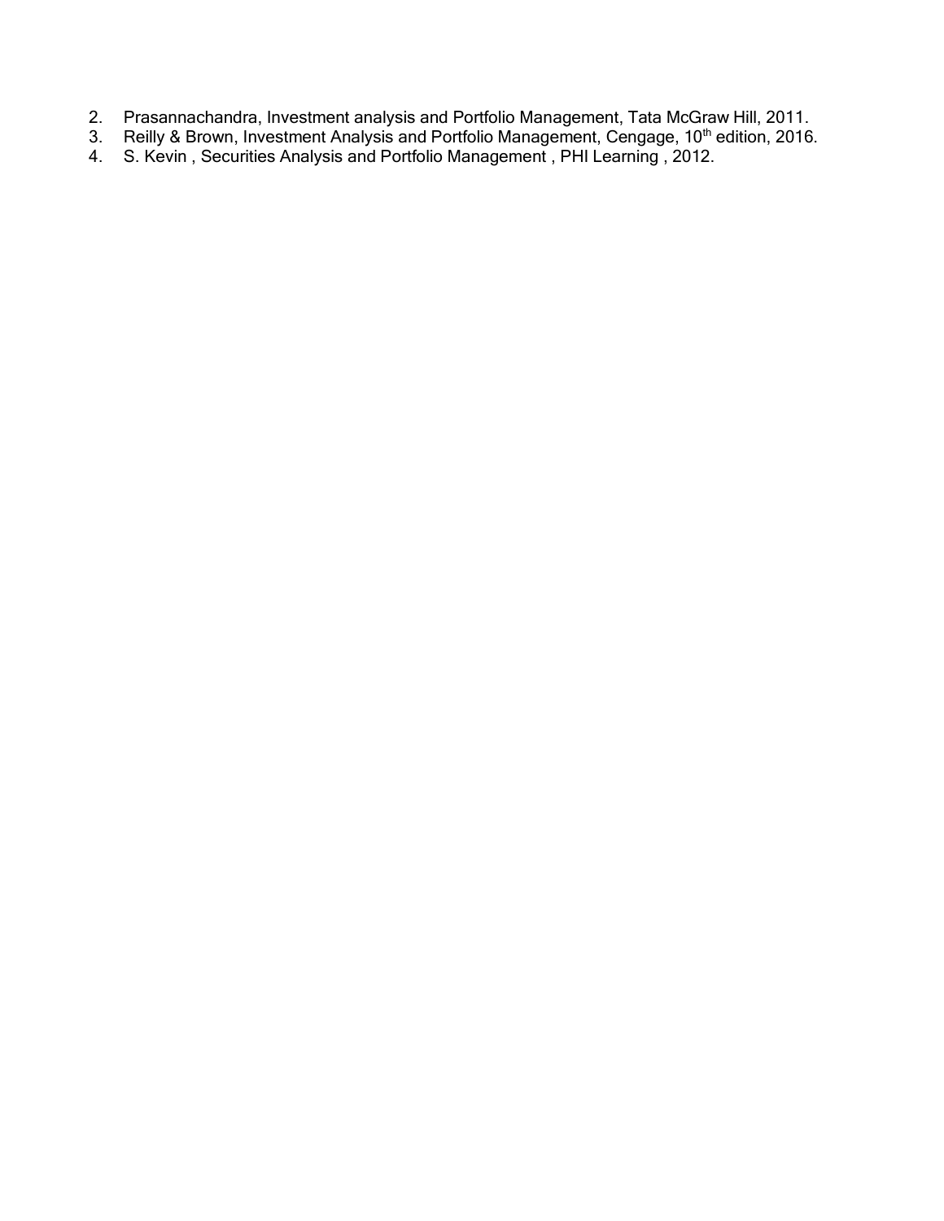2. Prasannachandra, Investment analysis and Portfolio Management, Tata McGraw Hill, 2011.
3. Reilly & Brown, Investment Analysis and Portfolio Management, Cengage, 10th edition, 2016.
4. S. Kevin , Securities Analysis and Portfolio Management , PHI Learning , 2012.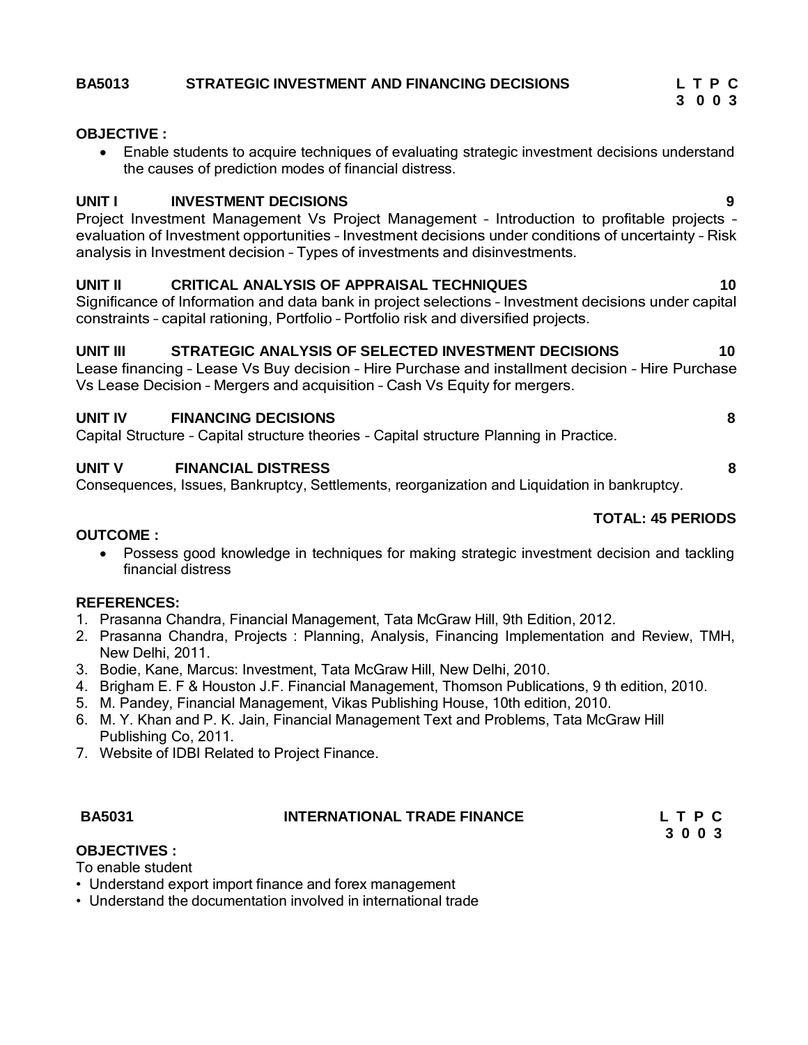## BA5013 STRATEGIC INVESTMENT AND FINANCING DECISIONS

| L | T | P | C |
|---|---|---|---|
| 3 | 0 | 0 | 3 |

**OBJECTIVE :**

- Enable students to acquire techniques of evaluating strategic investment decisions understand the causes of prediction modes of financial distress.

**UNIT I INVESTMENT DECISIONS** **9**

Project Investment Management Vs Project Management – Introduction to profitable projects – evaluation of Investment opportunities – Investment decisions under conditions of uncertainty – Risk analysis in Investment decision – Types of investments and disinvestments.

**UNIT II CRITICAL ANALYSIS OF APPRAISAL TECHNIQUES** **10**

Significance of Information and data bank in project selections – Investment decisions under capital constraints – capital rationing, Portfolio – Portfolio risk and diversified projects.

**UNIT III STRATEGIC ANALYSIS OF SELECTED INVESTMENT DECISIONS** **10**

Lease financing – Lease Vs Buy decision – Hire Purchase and installment decision – Hire Purchase Vs Lease Decision – Mergers and acquisition – Cash Vs Equity for mergers.

**UNIT IV FINANCING DECISIONS** **8**

Capital Structure – Capital structure theories – Capital structure Planning in Practice.

**UNIT V FINANCIAL DISTRESS** **8**

Consequences, Issues, Bankruptcy, Settlements, reorganization and Liquidation in bankruptcy.

**TOTAL: 45 PERIODS**

**OUTCOME :**

- Possess good knowledge in techniques for making strategic investment decision and tackling financial distress

**REFERENCES:**

1. Prasanna Chandra, Financial Management, Tata McGraw Hill, 9th Edition, 2012.
2. Prasanna Chandra, Projects : Planning, Analysis, Financing Implementation and Review, TMH, New Delhi, 2011.
3. Bodie, Kane, Marcus: Investment, Tata McGraw Hill, New Delhi, 2010.
4. Brigham E. F & Houston J.F. Financial Management, Thomson Publications, 9 th edition, 2010.
5. M. Pandey, Financial Management, Vikas Publishing House, 10th edition, 2010.
6. M. Y. Khan and P. K. Jain, Financial Management Text and Problems, Tata McGraw Hill Publishing Co, 2011.
7. Website of IDBI Related to Project Finance.

## BA5031 INTERNATIONAL TRADE FINANCE

| L | T | P | C |
|---|---|---|---|
| 3 | 0 | 0 | 3 |

**OBJECTIVES :**

To enable student

- Understand export import finance and forex management
- Understand the documentation involved in international trade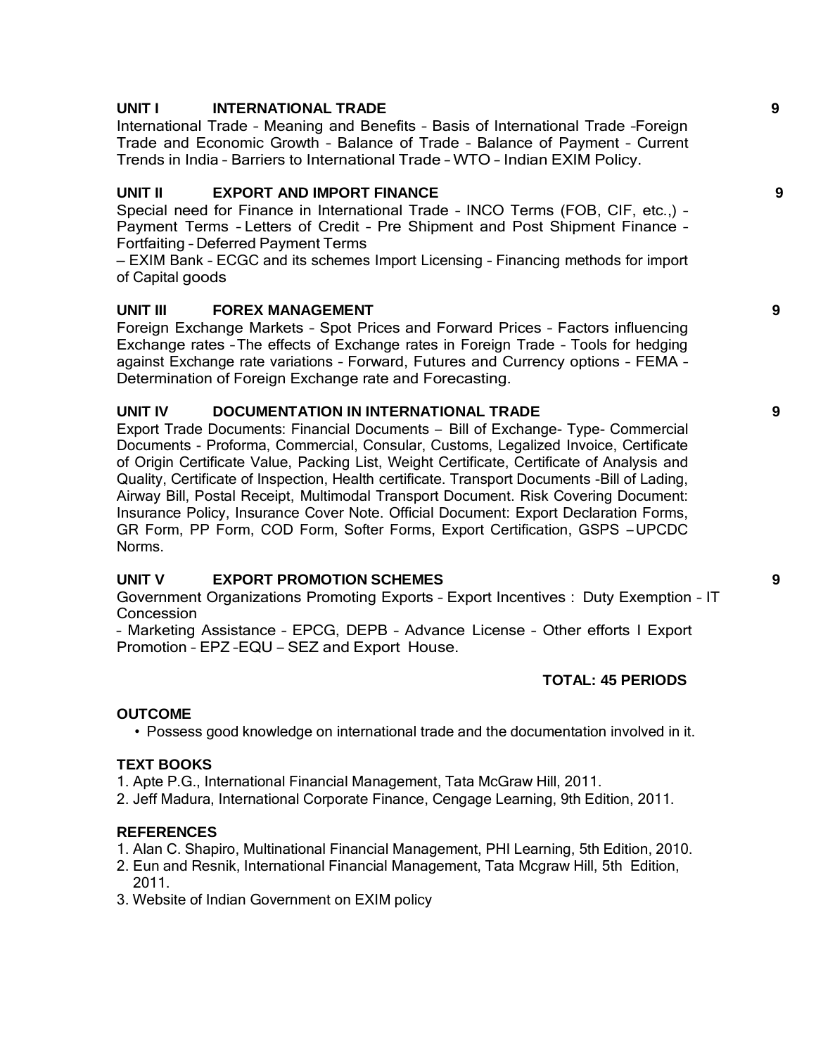**UNIT I INTERNATIONAL TRADE** **9**

International Trade – Meaning and Benefits – Basis of International Trade –Foreign Trade and Economic Growth – Balance of Trade – Balance of Payment – Current Trends in India – Barriers to International Trade – WTO – Indian EXIM Policy.

**UNIT II EXPORT AND IMPORT FINANCE** **9**

Special need for Finance in International Trade – INCO Terms (FOB, CIF, etc.,) – Payment Terms – Letters of Credit – Pre Shipment and Post Shipment Finance – Fortfaiting – Deferred Payment Terms
– EXIM Bank – ECGC and its schemes Import Licensing – Financing methods for import of Capital goods

**UNIT III FOREX MANAGEMENT** **9**

Foreign Exchange Markets – Spot Prices and Forward Prices – Factors influencing Exchange rates – The effects of Exchange rates in Foreign Trade – Tools for hedging against Exchange rate variations – Forward, Futures and Currency options – FEMA – Determination of Foreign Exchange rate and Forecasting.

**UNIT IV DOCUMENTATION IN INTERNATIONAL TRADE** **9**

Export Trade Documents: Financial Documents – Bill of Exchange- Type- Commercial Documents - Proforma, Commercial, Consular, Customs, Legalized Invoice, Certificate of Origin Certificate Value, Packing List, Weight Certificate, Certificate of Analysis and Quality, Certificate of Inspection, Health certificate. Transport Documents -Bill of Lading, Airway Bill, Postal Receipt, Multimodal Transport Document. Risk Covering Document: Insurance Policy, Insurance Cover Note. Official Document: Export Declaration Forms, GR Form, PP Form, COD Form, Softer Forms, Export Certification, GSPS – UPCDC Norms.

**UNIT V EXPORT PROMOTION SCHEMES** **9**

Government Organizations Promoting Exports – Export Incentives : Duty Exemption – IT Concession
– Marketing Assistance – EPCG, DEPB – Advance License – Other efforts I Export Promotion – EPZ – EQU – SEZ and Export House.

**TOTAL: 45 PERIODS**

**OUTCOME**

- Possess good knowledge on international trade and the documentation involved in it.

**TEXT BOOKS**

1. Apte P.G., International Financial Management, Tata McGraw Hill, 2011.
2. Jeff Madura, International Corporate Finance, Cengage Learning, 9th Edition, 2011.

**REFERENCES**

1. Alan C. Shapiro, Multinational Financial Management, PHI Learning, 5th Edition, 2010.
2. Eun and Resnik, International Financial Management, Tata Mcgraw Hill, 5th Edition, 2011.
3. Website of Indian Government on EXIM policy